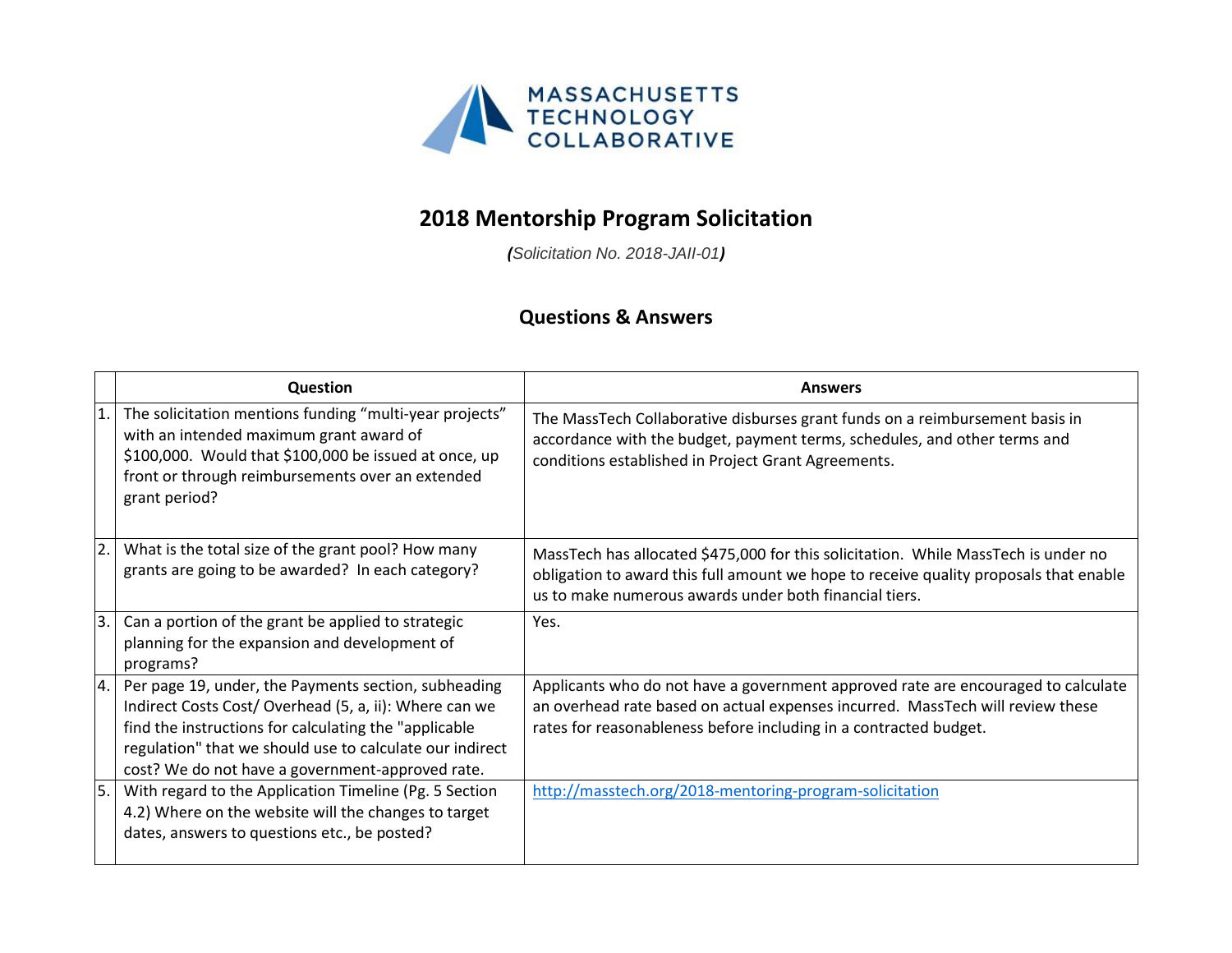MASSACHUSETTS TECHNOLOGY COLLABORATIVE

# 2018 Mentorship Program Solicitation

*(Solicitation No. 2018-JAII-01)*

## Questions & Answers

| | Question | Answers |
|---|---|---|
| 1. | The solicitation mentions funding "multi-year projects" with an intended maximum grant award of \$100,000. Would that \$100,000 be issued at once, up front or through reimbursements over an extended grant period? | The MassTech Collaborative disburses grant funds on a reimbursement basis in accordance with the budget, payment terms, schedules, and other terms and conditions established in Project Grant Agreements. |
| 2. | What is the total size of the grant pool? How many grants are going to be awarded? In each category? | MassTech has allocated \$475,000 for this solicitation. While MassTech is under no obligation to award this full amount we hope to receive quality proposals that enable us to make numerous awards under both financial tiers. |
| 3. | Can a portion of the grant be applied to strategic planning for the expansion and development of programs? | Yes. |
| 4. | Per page 19, under, the Payments section, subheading Indirect Costs Cost/ Overhead (5, a, ii): Where can we find the instructions for calculating the "applicable regulation" that we should use to calculate our indirect cost? We do not have a government-approved rate. | Applicants who do not have a government approved rate are encouraged to calculate an overhead rate based on actual expenses incurred. MassTech will review these rates for reasonableness before including in a contracted budget. |
| 5. | With regard to the Application Timeline (Pg. 5 Section 4.2) Where on the website will the changes to target dates, answers to questions etc., be posted? | http://masstech.org/2018-mentoring-program-solicitation |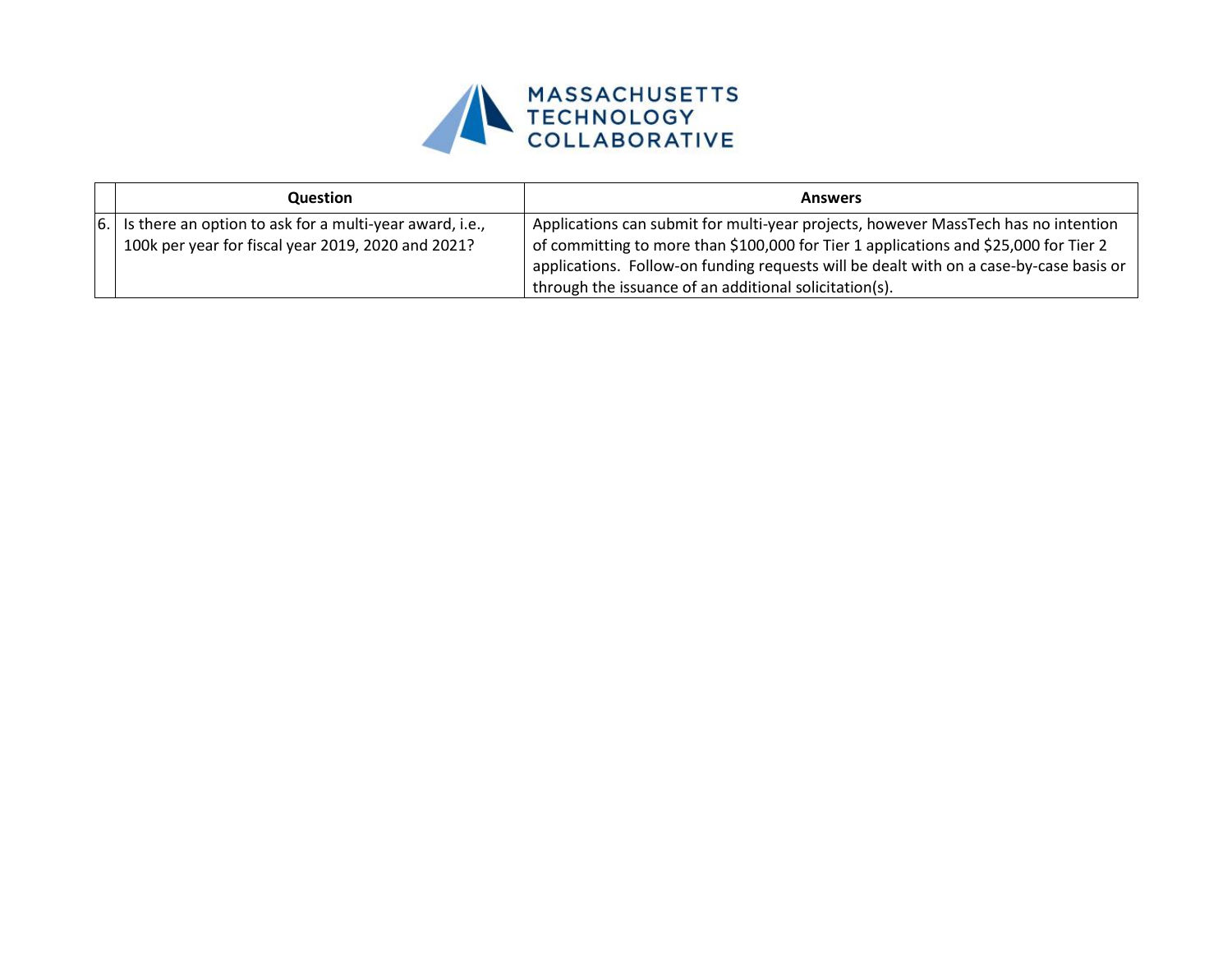| | Question | Answers |
| --- | --- | --- |
| 6. | Is there an option to ask for a multi-year award, i.e., 100k per year for fiscal year 2019, 2020 and 2021? | Applications can submit for multi-year projects, however MassTech has no intention of committing to more than $100,000 for Tier 1 applications and $25,000 for Tier 2 applications. Follow-on funding requests will be dealt with on a case-by-case basis or through the issuance of an additional solicitation(s). |